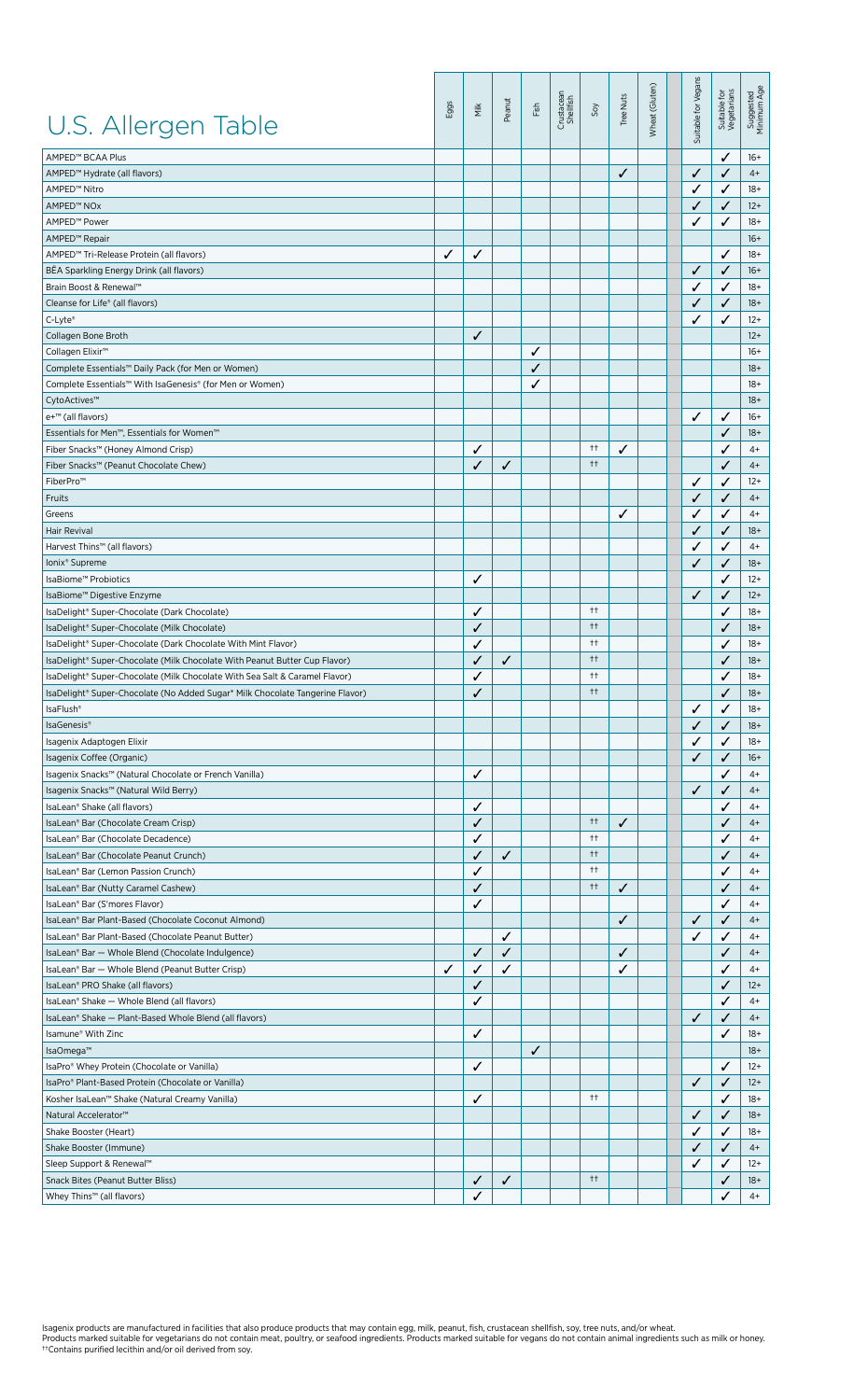# U.S. Allergen Table

| Product | Eggs | Milk | Peanut | Fish | Crustacean Shellfish | Soy | Tree Nuts | Wheat (Gluten) | Suitable for Vegans | Suitable for Vegetarians | Suggested Minimum Age |
|---|---|---|---|---|---|---|---|---|---|---|---|
| AMPED™ BCAA Plus | | | | | | | | | | ✓ | 16+ |
| AMPED™ Hydrate (all flavors) | | | | | | | ✓ | | ✓ | ✓ | 4+ |
| AMPED™ Nitro | | | | | | | | | ✓ | ✓ | 18+ |
| AMPED™ NOx | | | | | | | | | ✓ | ✓ | 12+ |
| AMPED™ Power | | | | | | | | | ✓ | ✓ | 18+ |
| AMPED™ Repair | | | | | | | | | | | 16+ |
| AMPED™ Tri-Release Protein (all flavors) | ✓ | ✓ | | | | | | | | ✓ | 18+ |
| BĒA Sparkling Energy Drink (all flavors) | | | | | | | | | ✓ | ✓ | 16+ |
| Brain Boost & Renewal™ | | | | | | | | | ✓ | ✓ | 18+ |
| Cleanse for Life® (all flavors) | | | | | | | | | ✓ | ✓ | 18+ |
| C-Lyte® | | | | | | | | | ✓ | ✓ | 12+ |
| Collagen Bone Broth | | ✓ | | | | | | | | | 12+ |
| Collagen Elixir™ | | | | ✓ | | | | | | | 16+ |
| Complete Essentials™ Daily Pack (for Men or Women) | | | | ✓ | | | | | | | 18+ |
| Complete Essentials™ With IsaGenesis® (for Men or Women) | | | | ✓ | | | | | | | 18+ |
| CytoActives™ | | | | | | | | | | | 18+ |
| e+™ (all flavors) | | | | | | | | | ✓ | ✓ | 16+ |
| Essentials for Men™, Essentials for Women™ | | | | | | | | | | ✓ | 18+ |
| Fiber Snacks™ (Honey Almond Crisp) | | ✓ | | | | †† | ✓ | | | ✓ | 4+ |
| Fiber Snacks™ (Peanut Chocolate Chew) | | ✓ | ✓ | | | †† | | | | ✓ | 4+ |
| FiberPro™ | | | | | | | | | ✓ | ✓ | 12+ |
| Fruits | | | | | | | | | ✓ | ✓ | 4+ |
| Greens | | | | | | | ✓ | | ✓ | ✓ | 4+ |
| Hair Revival | | | | | | | | | ✓ | ✓ | 18+ |
| Harvest Thins™ (all flavors) | | | | | | | | | ✓ | ✓ | 4+ |
| Ionix® Supreme | | | | | | | | | ✓ | ✓ | 18+ |
| IsaBiome™ Probiotics | | ✓ | | | | | | | | ✓ | 12+ |
| IsaBiome™ Digestive Enzyme | | | | | | | | | ✓ | ✓ | 12+ |
| IsaDelight® Super-Chocolate (Dark Chocolate) | | ✓ | | | | †† | | | | ✓ | 18+ |
| IsaDelight® Super-Chocolate (Milk Chocolate) | | ✓ | | | | †† | | | | ✓ | 18+ |
| IsaDelight® Super-Chocolate (Dark Chocolate With Mint Flavor) | | ✓ | | | | †† | | | | ✓ | 18+ |
| IsaDelight® Super-Chocolate (Milk Chocolate With Peanut Butter Cup Flavor) | | ✓ | ✓ | | | †† | | | | ✓ | 18+ |
| IsaDelight® Super-Chocolate (Milk Chocolate With Sea Salt & Caramel Flavor) | | ✓ | | | | †† | | | | ✓ | 18+ |
| IsaDelight® Super-Chocolate (No Added Sugar* Milk Chocolate Tangerine Flavor) | | ✓ | | | | †† | | | | ✓ | 18+ |
| IsaFlush® | | | | | | | | | ✓ | ✓ | 18+ |
| IsaGenesis® | | | | | | | | | ✓ | ✓ | 18+ |
| Isagenix Adaptogen Elixir | | | | | | | | | ✓ | ✓ | 18+ |
| Isagenix Coffee (Organic) | | | | | | | | | ✓ | ✓ | 16+ |
| Isagenix Snacks™ (Natural Chocolate or French Vanilla) | | ✓ | | | | | | | | ✓ | 4+ |
| Isagenix Snacks™ (Natural Wild Berry) | | | | | | | | | ✓ | ✓ | 4+ |
| IsaLean® Shake (all flavors) | | ✓ | | | | | | | | ✓ | 4+ |
| IsaLean® Bar (Chocolate Cream Crisp) | | ✓ | | | | †† | ✓ | | | ✓ | 4+ |
| IsaLean® Bar (Chocolate Decadence) | | ✓ | | | | †† | | | | ✓ | 4+ |
| IsaLean® Bar (Chocolate Peanut Crunch) | | ✓ | ✓ | | | †† | | | | ✓ | 4+ |
| IsaLean® Bar (Lemon Passion Crunch) | | ✓ | | | | †† | | | | ✓ | 4+ |
| IsaLean® Bar (Nutty Caramel Cashew) | | ✓ | | | | †† | ✓ | | | ✓ | 4+ |
| IsaLean® Bar (S'mores Flavor) | | ✓ | | | | | | | | ✓ | 4+ |
| IsaLean® Bar Plant-Based (Chocolate Coconut Almond) | | | | | | | ✓ | | ✓ | ✓ | 4+ |
| IsaLean® Bar Plant-Based (Chocolate Peanut Butter) | | | ✓ | | | | | | ✓ | ✓ | 4+ |
| IsaLean® Bar — Whole Blend (Chocolate Indulgence) | | ✓ | ✓ | | | | ✓ | | | ✓ | 4+ |
| IsaLean® Bar — Whole Blend (Peanut Butter Crisp) | ✓ | ✓ | ✓ | | | | ✓ | | | ✓ | 4+ |
| IsaLean® PRO Shake (all flavors) | | ✓ | | | | | | | | ✓ | 12+ |
| IsaLean® Shake — Whole Blend (all flavors) | | ✓ | | | | | | | | ✓ | 4+ |
| IsaLean® Shake — Plant-Based Whole Blend (all flavors) | | | | | | | | | ✓ | ✓ | 4+ |
| Isamune® With Zinc | | ✓ | | | | | | | | ✓ | 18+ |
| IsaOmega™ | | | | ✓ | | | | | | | 18+ |
| IsaPro® Whey Protein (Chocolate or Vanilla) | | ✓ | | | | | | | | ✓ | 12+ |
| IsaPro® Plant-Based Protein (Chocolate or Vanilla) | | | | | | | | | ✓ | ✓ | 12+ |
| Kosher IsaLean™ Shake (Natural Creamy Vanilla) | | ✓ | | | | †† | | | | ✓ | 18+ |
| Natural Accelerator™ | | | | | | | | | ✓ | ✓ | 18+ |
| Shake Booster (Heart) | | | | | | | | | ✓ | ✓ | 18+ |
| Shake Booster (Immune) | | | | | | | | | ✓ | ✓ | 4+ |
| Sleep Support & Renewal™ | | | | | | | | | ✓ | ✓ | 12+ |
| Snack Bites (Peanut Butter Bliss) | | ✓ | ✓ | | | †† | | | | ✓ | 18+ |
| Whey Thins™ (all flavors) | | ✓ | | | | | | | | ✓ | 4+ |

Isagenix products are manufactured in facilities that also produce products that may contain egg, milk, peanut, fish, crustacean shellfish, soy, tree nuts, and/or wheat.
Products marked suitable for vegetarians do not contain meat, poultry, or seafood ingredients. Products marked suitable for vegans do not contain animal ingredients such as milk or honey.
††Contains purified lecithin and/or oil derived from soy.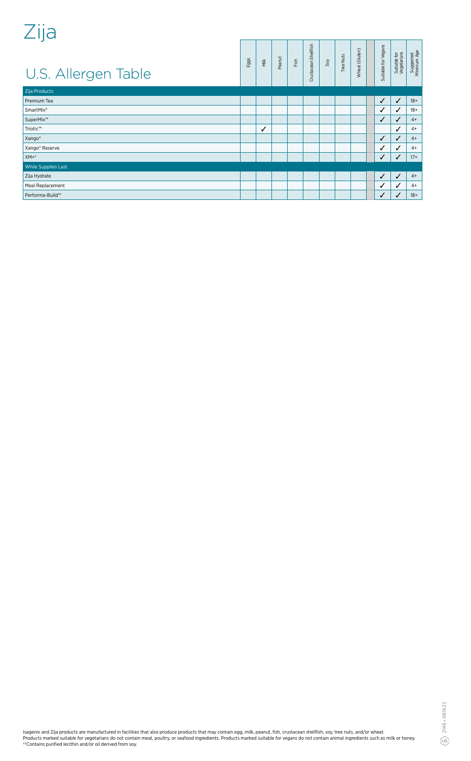# Zija

## U.S. Allergen Table

| | Eggs | Milk | Peanut | Fish | Crustacean Shellfish | Soy | Tree Nuts | Wheat (Gluten) | | Suitable for Vegans | Suitable for Vegetarians | Suggested Minimum Age |
|---|---|---|---|---|---|---|---|---|---|---|---|---|
| **Zija Products** | | | | | | | | | | | | |
| Premium Tea | | | | | | | | | | ✓ | ✓ | 18+ |
| SmartMix® | | | | | | | | | | ✓ | ✓ | 18+ |
| SuperMix™ | | | | | | | | | | ✓ | ✓ | 4+ |
| Triotic™ | | ✓ | | | | | | | | | ✓ | 4+ |
| Xango® | | | | | | | | | | ✓ | ✓ | 4+ |
| Xango® Reserve | | | | | | | | | | ✓ | ✓ | 4+ |
| XM+® | | | | | | | | | | ✓ | ✓ | 17+ |
| **While Supplies Last** | | | | | | | | | | | | |
| Zija Hydrate | | | | | | | | | | ✓ | ✓ | 4+ |
| Meal Replacement | | | | | | | | | | ✓ | ✓ | 4+ |
| Performa-Build™ | | | | | | | | | | ✓ | ✓ | 18+ |

Isagenix and Zija products are manufactured in facilities that also produce products that may contain egg, milk, peanut, fish, crustacean shellfish, soy, tree nuts, and/or wheat.
Products marked suitable for vegetarians do not contain meat, poultry, or seafood ingredients. Products marked suitable for vegans do not contain animal ingredients such as milk or honey.
††Contains purified lecithin and/or oil derived from soy.

US 2146 • 061422